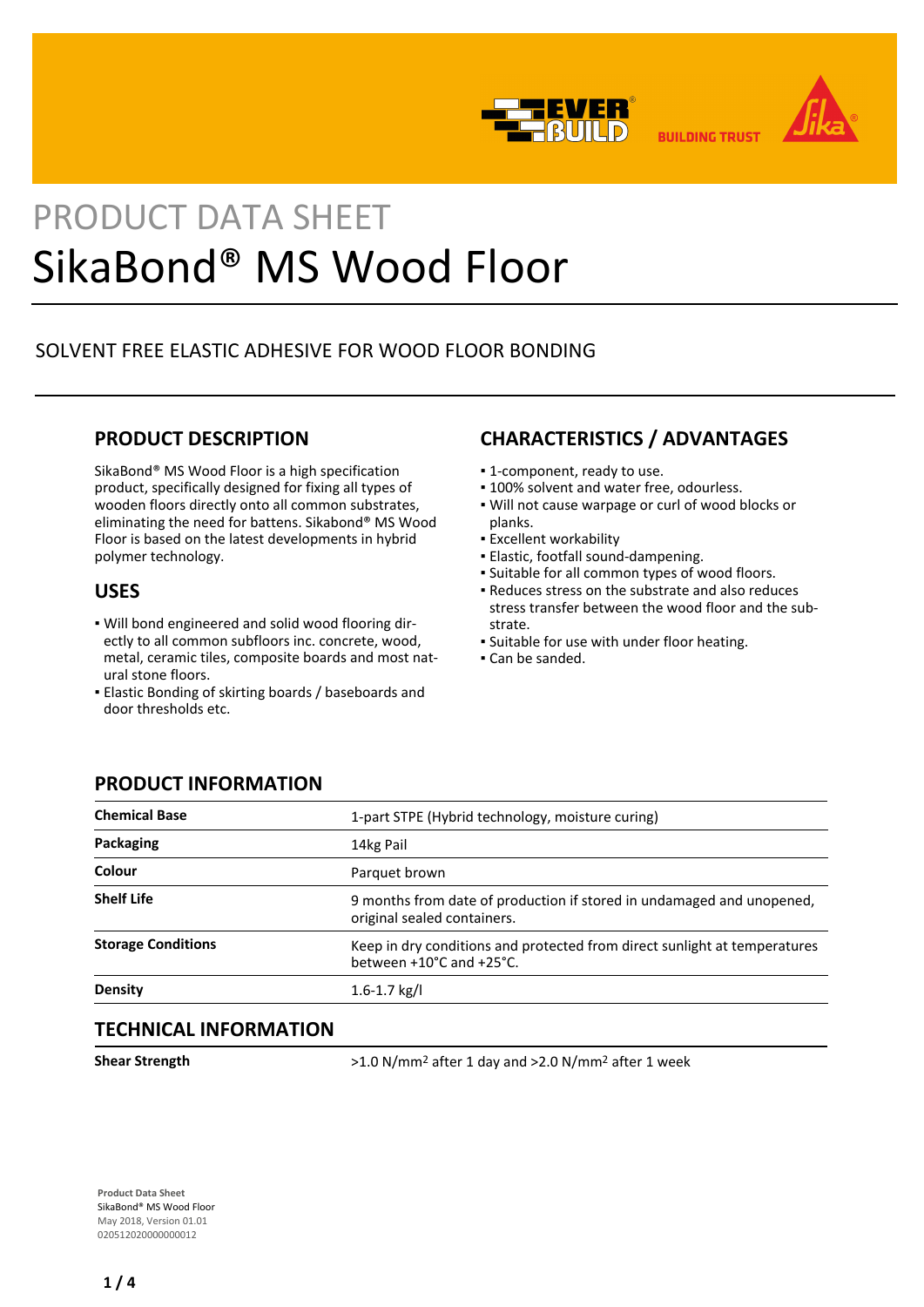PRODUCT DATA SHEET

# SikaBond® MS Wood Floor

SOLVENT FREE ELASTIC ADHESIVE FOR WOOD FLOOR BONDING

## PRODUCT DESCRIPTION

SikaBond® MS Wood Floor is a high specification product, specifically designed for fixing all types of wooden floors directly onto all common substrates, eliminating the need for battens. Sikabond® MS Wood Floor is based on the latest developments in hybrid polymer technology.

## USES

- Will bond engineered and solid wood flooring directly to all common subfloors inc. concrete, wood, metal, ceramic tiles, composite boards and most natural stone floors.
- Elastic Bonding of skirting boards / baseboards and door thresholds etc.

## CHARACTERISTICS / ADVANTAGES

- 1-component, ready to use.
- 100% solvent and water free, odourless.
- Will not cause warpage or curl of wood blocks or planks.
- Excellent workability
- Elastic, footfall sound-dampening.
- Suitable for all common types of wood floors.
- Reduces stress on the substrate and also reduces stress transfer between the wood floor and the substrate.
- Suitable for use with under floor heating.
- Can be sanded.

## PRODUCT INFORMATION

| | |
|---|---|
| **Chemical Base** | 1-part STPE (Hybrid technology, moisture curing) |
| **Packaging** | 14kg Pail |
| **Colour** | Parquet brown |
| **Shelf Life** | 9 months from date of production if stored in undamaged and unopened, original sealed containers. |
| **Storage Conditions** | Keep in dry conditions and protected from direct sunlight at temperatures between +10°C and +25°C. |
| **Density** | 1.6-1.7 kg/l |

## TECHNICAL INFORMATION

| | |
|---|---|
| **Shear Strength** | >1.0 N/mm² after 1 day and >2.0 N/mm² after 1 week |

**Product Data Sheet**
SikaBond® MS Wood Floor
May 2018, Version 01.01
020512020000000012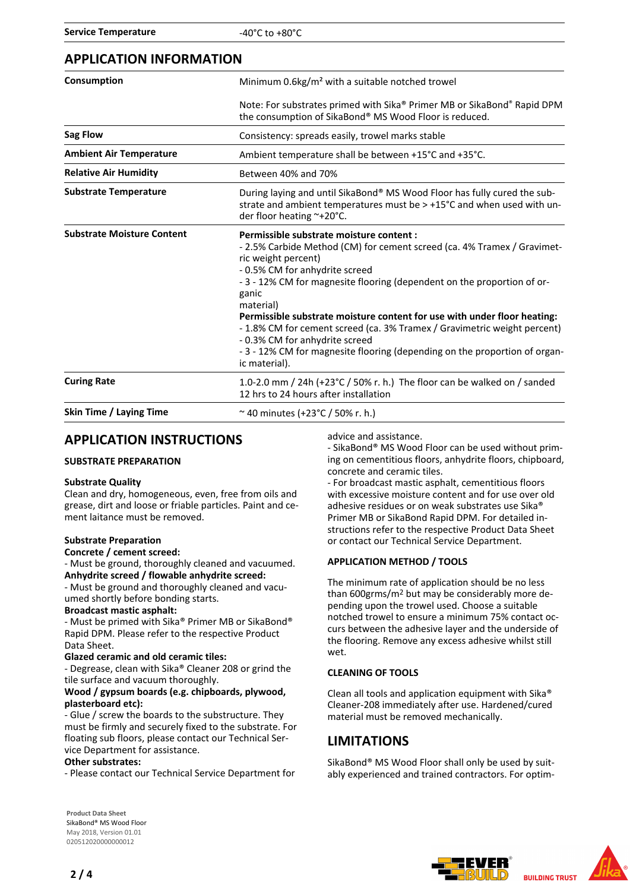| | |
|---|---|
| **Service Temperature** | -40°C to +80°C |

## APPLICATION INFORMATION

| | |
|---|---|
| **Consumption** | Minimum 0.6kg/m² with a suitable notched trowel<br><br>Note: For substrates primed with Sika® Primer MB or SikaBond® Rapid DPM the consumption of SikaBond® MS Wood Floor is reduced. |
| **Sag Flow** | Consistency: spreads easily, trowel marks stable |
| **Ambient Air Temperature** | Ambient temperature shall be between +15°C and +35°C. |
| **Relative Air Humidity** | Between 40% and 70% |
| **Substrate Temperature** | During laying and until SikaBond® MS Wood Floor has fully cured the substrate and ambient temperatures must be > +15°C and when used with under floor heating ~+20°C. |
| **Substrate Moisture Content** | **Permissible substrate moisture content :**<br>- 2.5% Carbide Method (CM) for cement screed (ca. 4% Tramex / Gravimetric weight percent)<br>- 0.5% CM for anhydrite screed<br>- 3 - 12% CM for magnesite flooring (dependent on the proportion of organic material)<br>**Permissible substrate moisture content for use with under floor heating:**<br>- 1.8% CM for cement screed (ca. 3% Tramex / Gravimetric weight percent)<br>- 0.3% CM for anhydrite screed<br>- 3 - 12% CM for magnesite flooring (depending on the proportion of organic material). |
| **Curing Rate** | 1.0-2.0 mm / 24h (+23°C / 50% r. h.) The floor can be walked on / sanded 12 hrs to 24 hours after installation |
| **Skin Time / Laying Time** | ~ 40 minutes (+23°C / 50% r. h.) |

## APPLICATION INSTRUCTIONS

### SUBSTRATE PREPARATION

**Substrate Quality**

Clean and dry, homogeneous, even, free from oils and grease, dirt and loose or friable particles. Paint and cement laitance must be removed.

**Substrate Preparation**

**Concrete / cement screed:**

- Must be ground, thoroughly cleaned and vacuumed.

**Anhydrite screed / flowable anhydrite screed:**

- Must be ground and thoroughly cleaned and vacuumed shortly before bonding starts.

**Broadcast mastic asphalt:**

- Must be primed with Sika® Primer MB or SikaBond® Rapid DPM. Please refer to the respective Product Data Sheet.

**Glazed ceramic and old ceramic tiles:**

- Degrease, clean with Sika® Cleaner 208 or grind the tile surface and vacuum thoroughly.

**Wood / gypsum boards (e.g. chipboards, plywood, plasterboard etc):**

- Glue / screw the boards to the substructure. They must be firmly and securely fixed to the substrate. For floating sub floors, please contact our Technical Service Department for assistance.

**Other substrates:**

- Please contact our Technical Service Department for advice and assistance.

- SikaBond® MS Wood Floor can be used without priming on cementitious floors, anhydrite floors, chipboard, concrete and ceramic tiles.

- For broadcast mastic asphalt, cementitious floors with excessive moisture content and for use over old adhesive residues or on weak substrates use Sika® Primer MB or SikaBond Rapid DPM. For detailed instructions refer to the respective Product Data Sheet or contact our Technical Service Department.

### APPLICATION METHOD / TOOLS

The minimum rate of application should be no less than 600grms/m² but may be considerably more depending upon the trowel used. Choose a suitable notched trowel to ensure a minimum 75% contact occurs between the adhesive layer and the underside of the flooring. Remove any excess adhesive whilst still wet.

### CLEANING OF TOOLS

Clean all tools and application equipment with Sika® Cleaner-208 immediately after use. Hardened/cured material must be removed mechanically.

## LIMITATIONS

SikaBond® MS Wood Floor shall only be used by suitably experienced and trained contractors. For optim-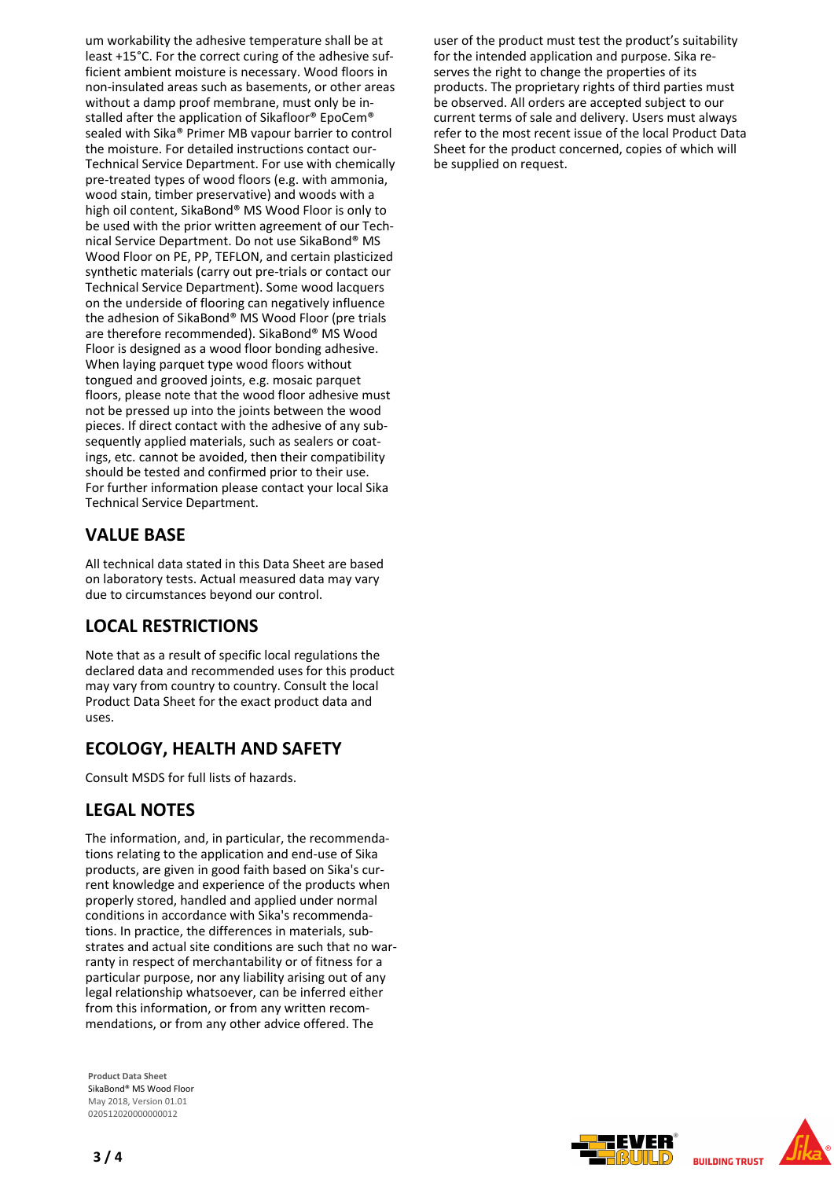um workability the adhesive temperature shall be at least +15°C. For the correct curing of the adhesive sufficient ambient moisture is necessary. Wood floors in non-insulated areas such as basements, or other areas without a damp proof membrane, must only be installed after the application of Sikafloor® EpoCem® sealed with Sika® Primer MB vapour barrier to control the moisture. For detailed instructions contact our-Technical Service Department. For use with chemically pre-treated types of wood floors (e.g. with ammonia, wood stain, timber preservative) and woods with a high oil content, SikaBond® MS Wood Floor is only to be used with the prior written agreement of our Technical Service Department. Do not use SikaBond® MS Wood Floor on PE, PP, TEFLON, and certain plasticized synthetic materials (carry out pre-trials or contact our Technical Service Department). Some wood lacquers on the underside of flooring can negatively influence the adhesion of SikaBond® MS Wood Floor (pre trials are therefore recommended). SikaBond® MS Wood Floor is designed as a wood floor bonding adhesive. When laying parquet type wood floors without tongued and grooved joints, e.g. mosaic parquet floors, please note that the wood floor adhesive must not be pressed up into the joints between the wood pieces. If direct contact with the adhesive of any subsequently applied materials, such as sealers or coatings, etc. cannot be avoided, then their compatibility should be tested and confirmed prior to their use. For further information please contact your local Sika Technical Service Department.

## VALUE BASE

All technical data stated in this Data Sheet are based on laboratory tests. Actual measured data may vary due to circumstances beyond our control.

## LOCAL RESTRICTIONS

Note that as a result of specific local regulations the declared data and recommended uses for this product may vary from country to country. Consult the local Product Data Sheet for the exact product data and uses.

## ECOLOGY, HEALTH AND SAFETY

Consult MSDS for full lists of hazards.

## LEGAL NOTES

The information, and, in particular, the recommendations relating to the application and end-use of Sika products, are given in good faith based on Sika's current knowledge and experience of the products when properly stored, handled and applied under normal conditions in accordance with Sika's recommendations. In practice, the differences in materials, substrates and actual site conditions are such that no warranty in respect of merchantability or of fitness for a particular purpose, nor any liability arising out of any legal relationship whatsoever, can be inferred either from this information, or from any written recommendations, or from any other advice offered. The user of the product must test the product's suitability for the intended application and purpose. Sika reserves the right to change the properties of its products. The proprietary rights of third parties must be observed. All orders are accepted subject to our current terms of sale and delivery. Users must always refer to the most recent issue of the local Product Data Sheet for the product concerned, copies of which will be supplied on request.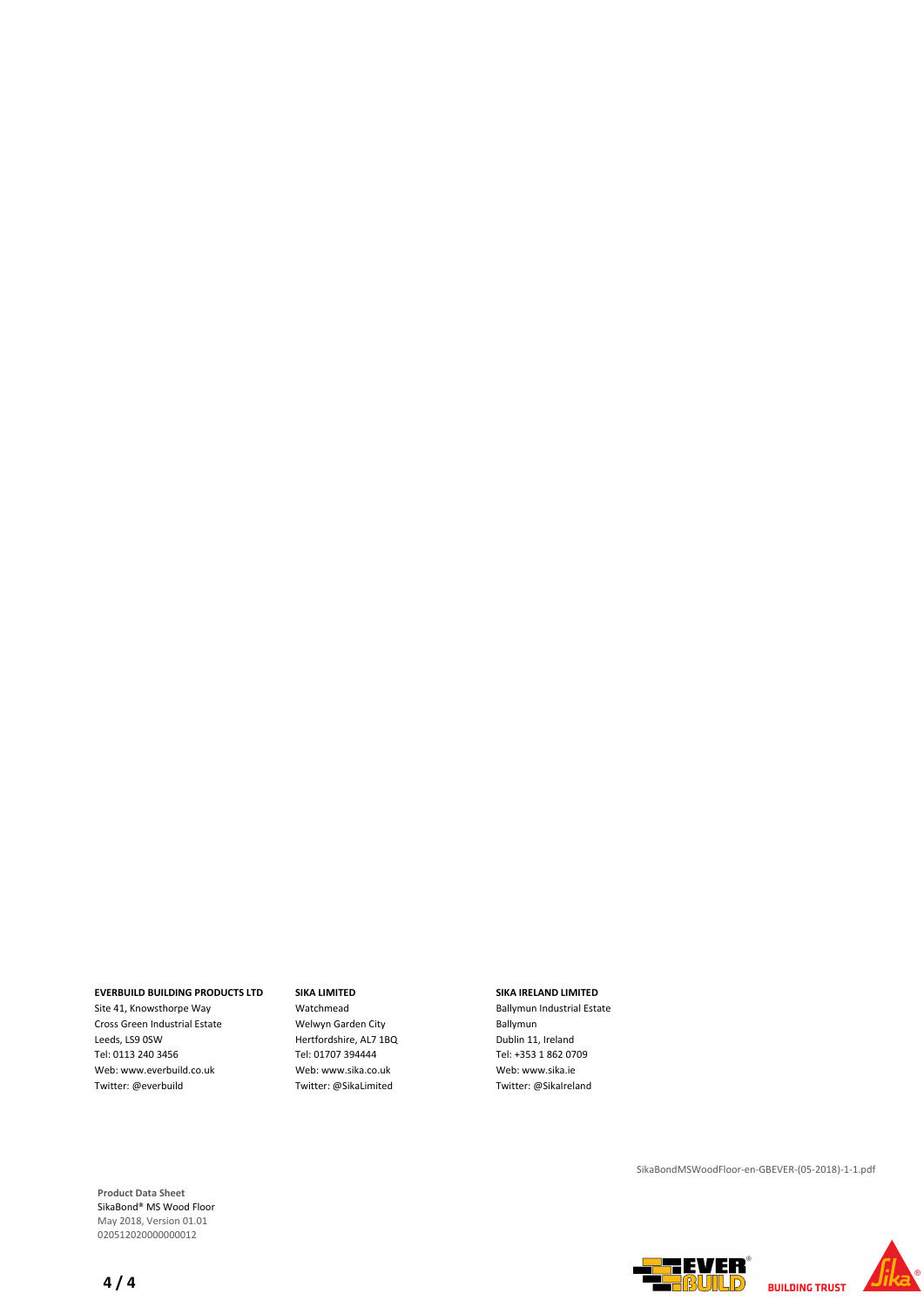**EVERBUILD BUILDING PRODUCTS LTD**
Site 41, Knowsthorpe Way
Cross Green Industrial Estate
Leeds, LS9 0SW
Tel: 0113 240 3456
Web: www.everbuild.co.uk
Twitter: @everbuild

**SIKA LIMITED**
Watchmead
Welwyn Garden City
Hertfordshire, AL7 1BQ
Tel: 01707 394444
Web: www.sika.co.uk
Twitter: @SikaLimited

**SIKA IRELAND LIMITED**
Ballymun Industrial Estate
Ballymun
Dublin 11, Ireland
Tel: +353 1 862 0709
Web: www.sika.ie
Twitter: @SikaIreland

SikaBondMSWoodFloor-en-GBEVER-(05-2018)-1-1.pdf